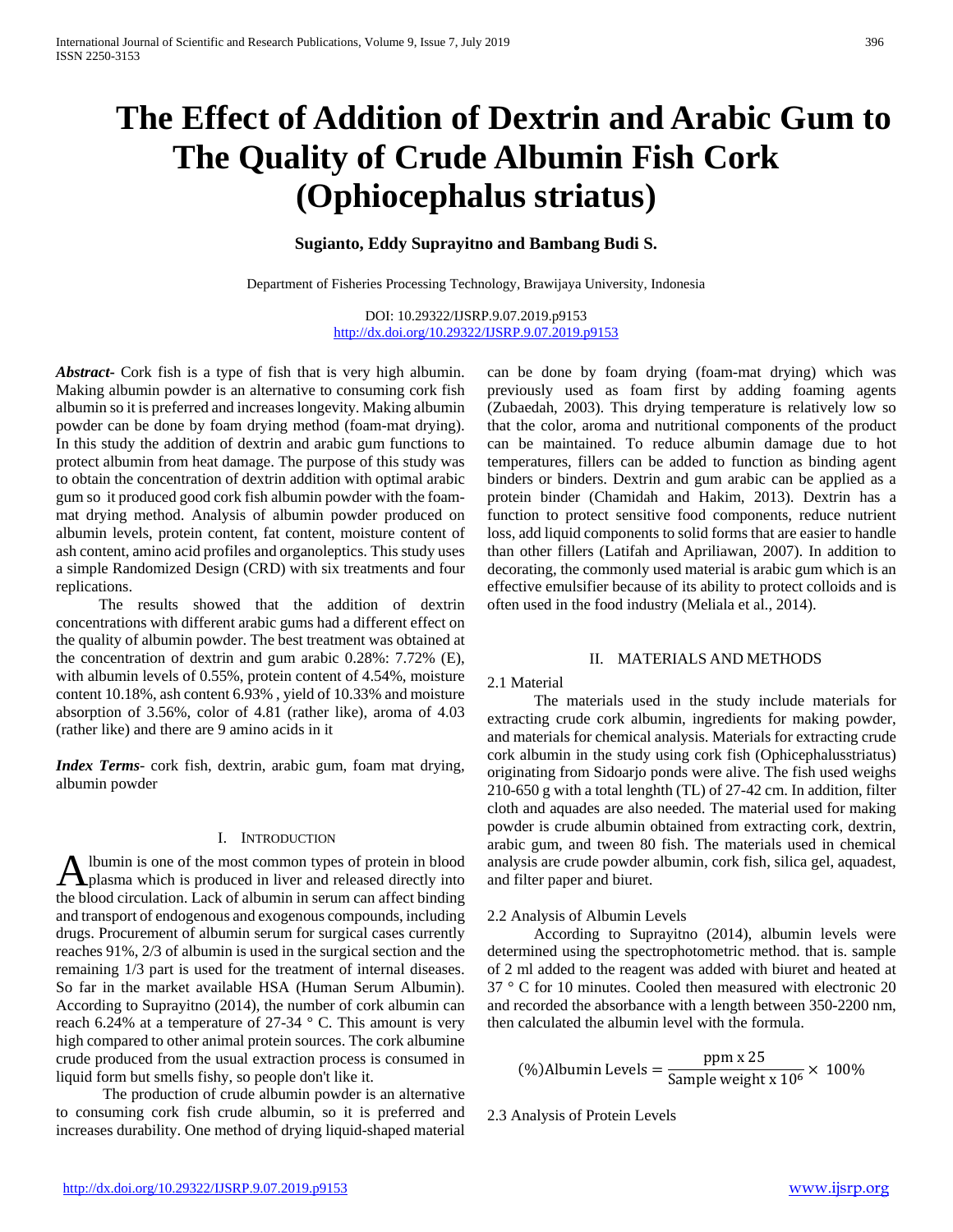// Journal header omitted

# The Effect of Addition of Dextrin and Arabic Gum to The Quality of Crude Albumin Fish Cork (Ophiocephalus striatus)

**Sugianto, Eddy Suprayitno and Bambang Budi S.**

Department of Fisheries Processing Technology, Brawijaya University, Indonesia

DOI: 10.29322/IJSRP.9.07.2019.p9153
http://dx.doi.org/10.29322/IJSRP.9.07.2019.p9153

***Abstract-*** Cork fish is a type of fish that is very high albumin. Making albumin powder is an alternative to consuming cork fish albumin so it is preferred and increases longevity. Making albumin powder can be done by foam drying method (foam-mat drying). In this study the addition of dextrin and arabic gum functions to protect albumin from heat damage. The purpose of this study was to obtain the concentration of dextrin addition with optimal arabic gum so it produced good cork fish albumin powder with the foam-mat drying method. Analysis of albumin powder produced on albumin levels, protein content, fat content, moisture content of ash content, amino acid profiles and organoleptics. This study uses a simple Randomized Design (CRD) with six treatments and four replications.

The results showed that the addition of dextrin concentrations with different arabic gums had a different effect on the quality of albumin powder. The best treatment was obtained at the concentration of dextrin and gum arabic 0.28%: 7.72% (E), with albumin levels of 0.55%, protein content of 4.54%, moisture content 10.18%, ash content 6.93% , yield of 10.33% and moisture absorption of 3.56%, color of 4.81 (rather like), aroma of 4.03 (rather like) and there are 9 amino acids in it

***Index Terms*-** cork fish, dextrin, arabic gum, foam mat drying, albumin powder

## I. Introduction

Albumin is one of the most common types of protein in blood plasma which is produced in liver and released directly into the blood circulation. Lack of albumin in serum can affect binding and transport of endogenous and exogenous compounds, including drugs. Procurement of albumin serum for surgical cases currently reaches 91%, 2/3 of albumin is used in the surgical section and the remaining 1/3 part is used for the treatment of internal diseases. So far in the market available HSA (Human Serum Albumin). According to Suprayitno (2014), the number of cork albumin can reach 6.24% at a temperature of 27-34 ° C. This amount is very high compared to other animal protein sources. The cork albumine crude produced from the usual extraction process is consumed in liquid form but smells fishy, so people don't like it.

The production of crude albumin powder is an alternative to consuming cork fish crude albumin, so it is preferred and increases durability. One method of drying liquid-shaped material can be done by foam drying (foam-mat drying) which was previously used as foam first by adding foaming agents (Zubaedah, 2003). This drying temperature is relatively low so that the color, aroma and nutritional components of the product can be maintained. To reduce albumin damage due to hot temperatures, fillers can be added to function as binding agent binders or binders. Dextrin and gum arabic can be applied as a protein binder (Chamidah and Hakim, 2013). Dextrin has a function to protect sensitive food components, reduce nutrient loss, add liquid components to solid forms that are easier to handle than other fillers (Latifah and Apriliawan, 2007). In addition to decorating, the commonly used material is arabic gum which is an effective emulsifier because of its ability to protect colloids and is often used in the food industry (Meliala et al., 2014).

## II. Materials and Methods

### 2.1 Material

The materials used in the study include materials for extracting crude cork albumin, ingredients for making powder, and materials for chemical analysis. Materials for extracting crude cork albumin in the study using cork fish (Ophicephalusstriatus) originating from Sidoarjo ponds were alive. The fish used weighs 210-650 g with a total lenghth (TL) of 27-42 cm. In addition, filter cloth and aquades are also needed. The material used for making powder is crude albumin obtained from extracting cork, dextrin, arabic gum, and tween 80 fish. The materials used in chemical analysis are crude powder albumin, cork fish, silica gel, aquadest, and filter paper and biuret.

### 2.2 Analysis of Albumin Levels

According to Suprayitno (2014), albumin levels were determined using the spectrophotometric method. that is. sample of 2 ml added to the reagent was added with biuret and heated at 37 ° C for 10 minutes. Cooled then measured with electronic 20 and recorded the absorbance with a length between 350-2200 nm, then calculated the albumin level with the formula.

$$(\%)\text{Albumin Levels} = \frac{\text{ppm x 25}}{\text{Sample weight x } 10^6} \times 100\%$$

### 2.3 Analysis of Protein Levels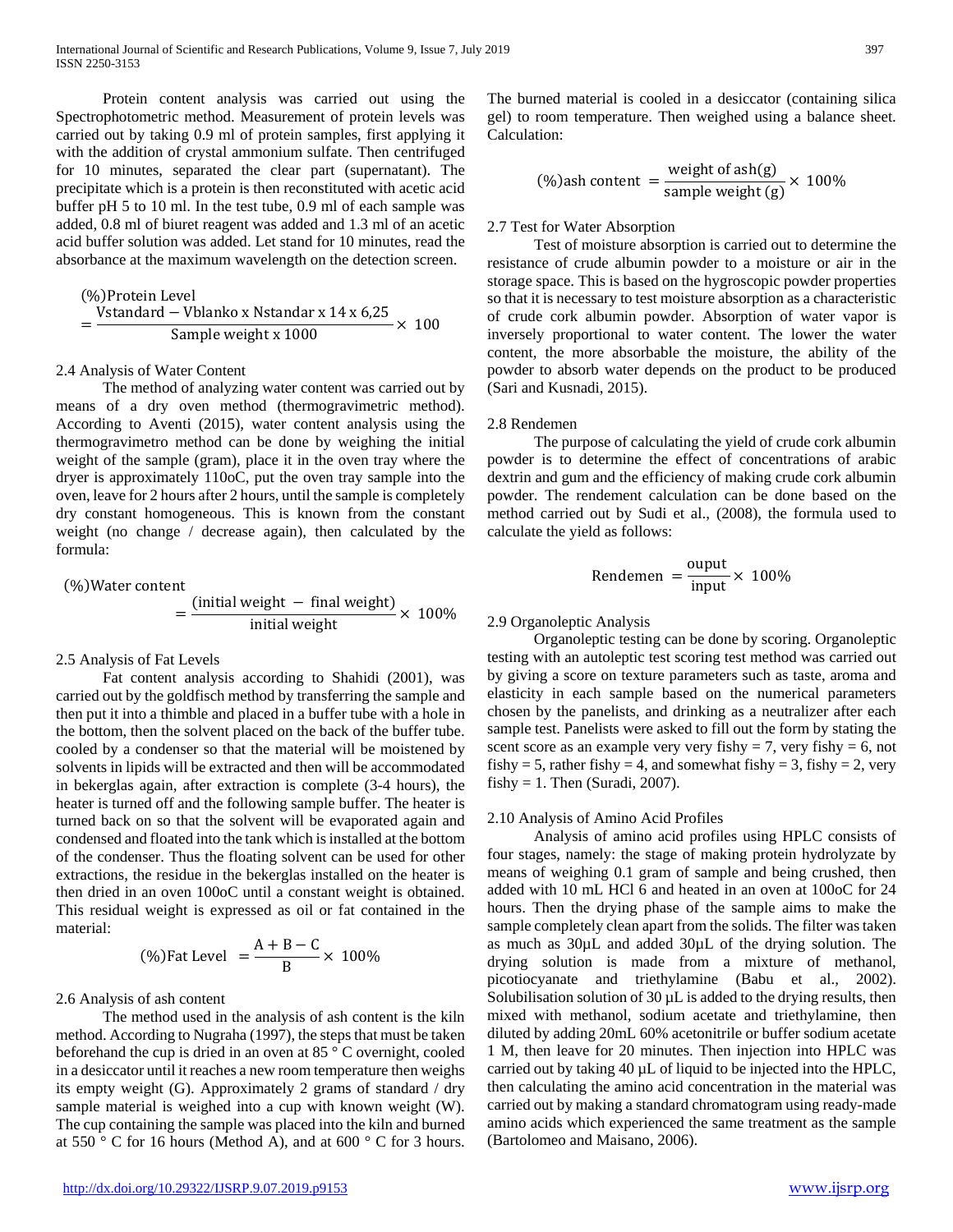Protein content analysis was carried out using the Spectrophotometric method. Measurement of protein levels was carried out by taking 0.9 ml of protein samples, first applying it with the addition of crystal ammonium sulfate. Then centrifuged for 10 minutes, separated the clear part (supernatant). The precipitate which is a protein is then reconstituted with acetic acid buffer pH 5 to 10 ml. In the test tube, 0.9 ml of each sample was added, 0.8 ml of biuret reagent was added and 1.3 ml of an acetic acid buffer solution was added. Let stand for 10 minutes, read the absorbance at the maximum wavelength on the detection screen.

$$(\%)\text{Protein Level} = \frac{\text{Vstandard} - \text{Vblanko x Nstandar x 14 x 6,25}}{\text{Sample weight x 1000}} \times 100$$

2.4 Analysis of Water Content

The method of analyzing water content was carried out by means of a dry oven method (thermogravimetric method). According to Aventi (2015), water content analysis using the thermogravimetro method can be done by weighing the initial weight of the sample (gram), place it in the oven tray where the dryer is approximately 110oC, put the oven tray sample into the oven, leave for 2 hours after 2 hours, until the sample is completely dry constant homogeneous. This is known from the constant weight (no change / decrease again), then calculated by the formula:

$$(\%)\text{Water content} = \frac{(\text{initial weight} - \text{final weight})}{\text{initial weight}} \times 100\%$$

2.5 Analysis of Fat Levels

Fat content analysis according to Shahidi (2001), was carried out by the goldfisch method by transferring the sample and then put it into a thimble and placed in a buffer tube with a hole in the bottom, then the solvent placed on the back of the buffer tube. cooled by a condenser so that the material will be moistened by solvents in lipids will be extracted and then will be accommodated in bekerglas again, after extraction is complete (3-4 hours), the heater is turned off and the following sample buffer. The heater is turned back on so that the solvent will be evaporated again and condensed and floated into the tank which is installed at the bottom of the condenser. Thus the floating solvent can be used for other extractions, the residue in the bekerglas installed on the heater is then dried in an oven 100oC until a constant weight is obtained. This residual weight is expressed as oil or fat contained in the material:

$$(\%)\text{Fat Level} = \frac{A + B - C}{B} \times 100\%$$

2.6 Analysis of ash content

The method used in the analysis of ash content is the kiln method. According to Nugraha (1997), the steps that must be taken beforehand the cup is dried in an oven at 85 ° C overnight, cooled in a desiccator until it reaches a new room temperature then weighs its empty weight (G). Approximately 2 grams of standard / dry sample material is weighed into a cup with known weight (W). The cup containing the sample was placed into the kiln and burned at 550 ° C for 16 hours (Method A), and at 600 ° C for 3 hours. The burned material is cooled in a desiccator (containing silica gel) to room temperature. Then weighed using a balance sheet. Calculation:

$$(\%)\text{ash content} = \frac{\text{weight of ash(g)}}{\text{sample weight (g)}} \times 100\%$$

2.7 Test for Water Absorption

Test of moisture absorption is carried out to determine the resistance of crude albumin powder to a moisture or air in the storage space. This is based on the hygroscopic powder properties so that it is necessary to test moisture absorption as a characteristic of crude cork albumin powder. Absorption of water vapor is inversely proportional to water content. The lower the water content, the more absorbable the moisture, the ability of the powder to absorb water depends on the product to be produced (Sari and Kusnadi, 2015).

2.8 Rendemen

The purpose of calculating the yield of crude cork albumin powder is to determine the effect of concentrations of arabic dextrin and gum and the efficiency of making crude cork albumin powder. The rendement calculation can be done based on the method carried out by Sudi et al., (2008), the formula used to calculate the yield as follows:

$$\text{Rendemen} = \frac{\text{ouput}}{\text{input}} \times 100\%$$

2.9 Organoleptic Analysis

Organoleptic testing can be done by scoring. Organoleptic testing with an autoleptic test scoring test method was carried out by giving a score on texture parameters such as taste, aroma and elasticity in each sample based on the numerical parameters chosen by the panelists, and drinking as a neutralizer after each sample test. Panelists were asked to fill out the form by stating the scent score as an example very very fishy = 7, very fishy = 6, not fishy = 5, rather fishy = 4, and somewhat fishy = 3, fishy = 2, very fishy = 1. Then (Suradi, 2007).

2.10 Analysis of Amino Acid Profiles

Analysis of amino acid profiles using HPLC consists of four stages, namely: the stage of making protein hydrolyzate by means of weighing 0.1 gram of sample and being crushed, then added with 10 mL HCl 6 and heated in an oven at 100oC for 24 hours. Then the drying phase of the sample aims to make the sample completely clean apart from the solids. The filter was taken as much as 30µL and added 30µL of the drying solution. The drying solution is made from a mixture of methanol, picotiocyanate and triethylamine (Babu et al., 2002). Solubilisation solution of 30 µL is added to the drying results, then mixed with methanol, sodium acetate and triethylamine, then diluted by adding 20mL 60% acetonitrile or buffer sodium acetate 1 M, then leave for 20 minutes. Then injection into HPLC was carried out by taking 40 µL of liquid to be injected into the HPLC, then calculating the amino acid concentration in the material was carried out by making a standard chromatogram using ready-made amino acids which experienced the same treatment as the sample (Bartolomeo and Maisano, 2006).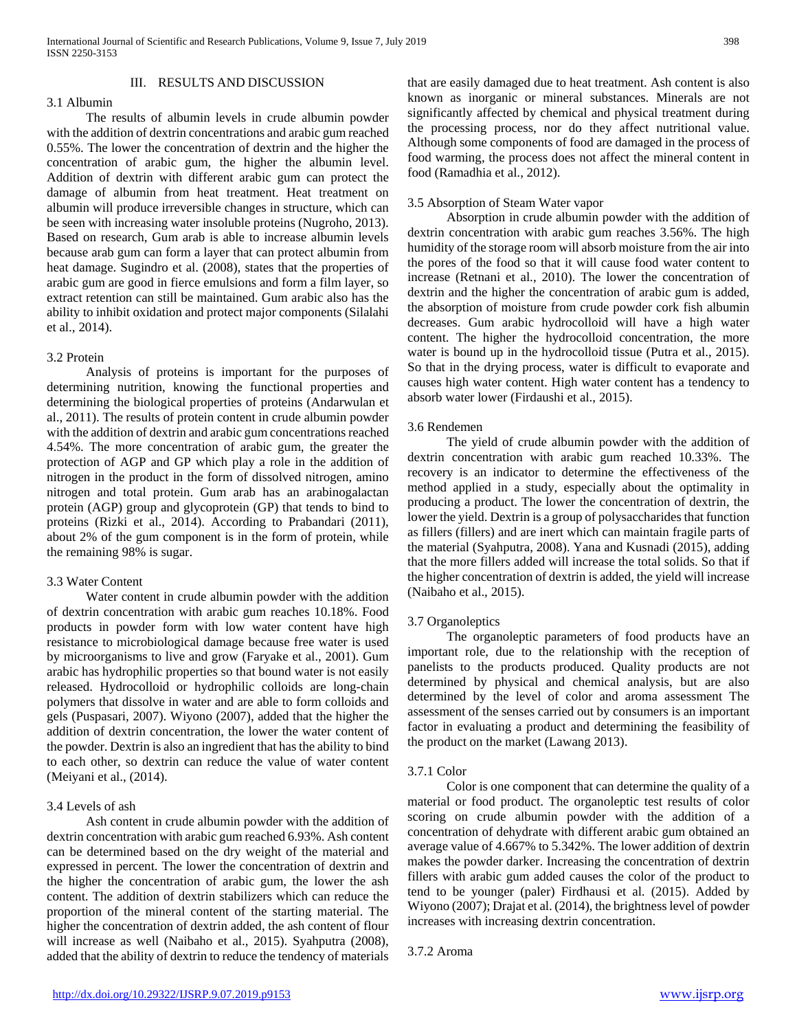## III. RESULTS AND DISCUSSION

### 3.1 Albumin

The results of albumin levels in crude albumin powder with the addition of dextrin concentrations and arabic gum reached 0.55%. The lower the concentration of dextrin and the higher the concentration of arabic gum, the higher the albumin level. Addition of dextrin with different arabic gum can protect the damage of albumin from heat treatment. Heat treatment on albumin will produce irreversible changes in structure, which can be seen with increasing water insoluble proteins (Nugroho, 2013). Based on research, Gum arab is able to increase albumin levels because arab gum can form a layer that can protect albumin from heat damage. Sugindro et al. (2008), states that the properties of arabic gum are good in fierce emulsions and form a film layer, so extract retention can still be maintained. Gum arabic also has the ability to inhibit oxidation and protect major components (Silalahi et al., 2014).

### 3.2 Protein

Analysis of proteins is important for the purposes of determining nutrition, knowing the functional properties and determining the biological properties of proteins (Andarwulan et al., 2011). The results of protein content in crude albumin powder with the addition of dextrin and arabic gum concentrations reached 4.54%. The more concentration of arabic gum, the greater the protection of AGP and GP which play a role in the addition of nitrogen in the product in the form of dissolved nitrogen, amino nitrogen and total protein. Gum arab has an arabinogalactan protein (AGP) group and glycoprotein (GP) that tends to bind to proteins (Rizki et al., 2014). According to Prabandari (2011), about 2% of the gum component is in the form of protein, while the remaining 98% is sugar.

### 3.3 Water Content

Water content in crude albumin powder with the addition of dextrin concentration with arabic gum reaches 10.18%. Food products in powder form with low water content have high resistance to microbiological damage because free water is used by microorganisms to live and grow (Faryake et al., 2001). Gum arabic has hydrophilic properties so that bound water is not easily released. Hydrocolloid or hydrophilic colloids are long-chain polymers that dissolve in water and are able to form colloids and gels (Puspasari, 2007). Wiyono (2007), added that the higher the addition of dextrin concentration, the lower the water content of the powder. Dextrin is also an ingredient that has the ability to bind to each other, so dextrin can reduce the value of water content (Meiyani et al., (2014).

### 3.4 Levels of ash

Ash content in crude albumin powder with the addition of dextrin concentration with arabic gum reached 6.93%. Ash content can be determined based on the dry weight of the material and expressed in percent. The lower the concentration of dextrin and the higher the concentration of arabic gum, the lower the ash content. The addition of dextrin stabilizers which can reduce the proportion of the mineral content of the starting material. The higher the concentration of dextrin added, the ash content of flour will increase as well (Naibaho et al., 2015). Syahputra (2008), added that the ability of dextrin to reduce the tendency of materials that are easily damaged due to heat treatment. Ash content is also known as inorganic or mineral substances. Minerals are not significantly affected by chemical and physical treatment during the processing process, nor do they affect nutritional value. Although some components of food are damaged in the process of food warming, the process does not affect the mineral content in food (Ramadhia et al., 2012).

### 3.5 Absorption of Steam Water vapor

Absorption in crude albumin powder with the addition of dextrin concentration with arabic gum reaches 3.56%. The high humidity of the storage room will absorb moisture from the air into the pores of the food so that it will cause food water content to increase (Retnani et al., 2010). The lower the concentration of dextrin and the higher the concentration of arabic gum is added, the absorption of moisture from crude powder cork fish albumin decreases. Gum arabic hydrocolloid will have a high water content. The higher the hydrocolloid concentration, the more water is bound up in the hydrocolloid tissue (Putra et al., 2015). So that in the drying process, water is difficult to evaporate and causes high water content. High water content has a tendency to absorb water lower (Firdaushi et al., 2015).

### 3.6 Rendemen

The yield of crude albumin powder with the addition of dextrin concentration with arabic gum reached 10.33%. The recovery is an indicator to determine the effectiveness of the method applied in a study, especially about the optimality in producing a product. The lower the concentration of dextrin, the lower the yield. Dextrin is a group of polysaccharides that function as fillers (fillers) and are inert which can maintain fragile parts of the material (Syahputra, 2008). Yana and Kusnadi (2015), adding that the more fillers added will increase the total solids. So that if the higher concentration of dextrin is added, the yield will increase (Naibaho et al., 2015).

### 3.7 Organoleptics

The organoleptic parameters of food products have an important role, due to the relationship with the reception of panelists to the products produced. Quality products are not determined by physical and chemical analysis, but are also determined by the level of color and aroma assessment The assessment of the senses carried out by consumers is an important factor in evaluating a product and determining the feasibility of the product on the market (Lawang 2013).

#### 3.7.1 Color

Color is one component that can determine the quality of a material or food product. The organoleptic test results of color scoring on crude albumin powder with the addition of a concentration of dehydrate with different arabic gum obtained an average value of 4.667% to 5.342%. The lower addition of dextrin makes the powder darker. Increasing the concentration of dextrin fillers with arabic gum added causes the color of the product to tend to be younger (paler) Firdhausi et al. (2015). Added by Wiyono (2007); Drajat et al. (2014), the brightness level of powder increases with increasing dextrin concentration.

#### 3.7.2 Aroma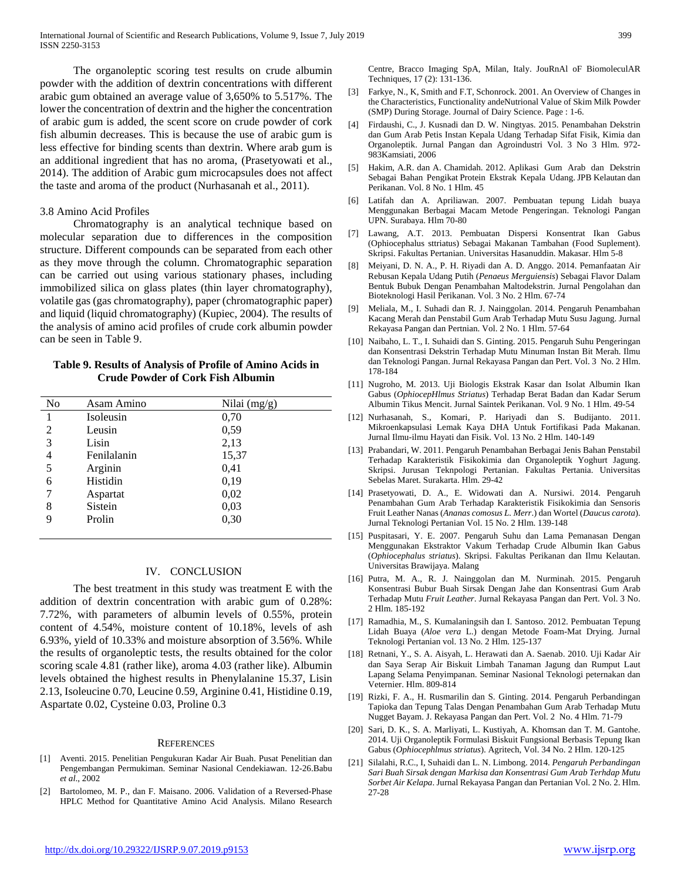The organoleptic scoring test results on crude albumin powder with the addition of dextrin concentrations with different arabic gum obtained an average value of 3,650% to 5.517%. The lower the concentration of dextrin and the higher the concentration of arabic gum is added, the scent score on crude powder of cork fish albumin decreases. This is because the use of arabic gum is less effective for binding scents than dextrin. Where arab gum is an additional ingredient that has no aroma, (Prasetyowati et al., 2014). The addition of Arabic gum microcapsules does not affect the taste and aroma of the product (Nurhasanah et al., 2011).

### 3.8 Amino Acid Profiles

Chromatography is an analytical technique based on molecular separation due to differences in the composition structure. Different compounds can be separated from each other as they move through the column. Chromatographic separation can be carried out using various stationary phases, including immobilized silica on glass plates (thin layer chromatography), volatile gas (gas chromatography), paper (chromatographic paper) and liquid (liquid chromatography) (Kupiec, 2004). The results of the analysis of amino acid profiles of crude cork albumin powder can be seen in Table 9.

**Table 9. Results of Analysis of Profile of Amino Acids in Crude Powder of Cork Fish Albumin**

| No | Asam Amino | Nilai (mg/g) |
|---|---|---|
| 1 | Isoleusin | 0,70 |
| 2 | Leusin | 0,59 |
| 3 | Lisin | 2,13 |
| 4 | Fenilalanin | 15,37 |
| 5 | Arginin | 0,41 |
| 6 | Histidin | 0,19 |
| 7 | Aspartat | 0,02 |
| 8 | Sistein | 0,03 |
| 9 | Prolin | 0,30 |

## IV. CONCLUSION

The best treatment in this study was treatment E with the addition of dextrin concentration with arabic gum of 0.28%: 7.72%, with parameters of albumin levels of 0.55%, protein content of 4.54%, moisture content of 10.18%, levels of ash 6.93%, yield of 10.33% and moisture absorption of 3.56%. While the results of organoleptic tests, the results obtained for the color scoring scale 4.81 (rather like), aroma 4.03 (rather like). Albumin levels obtained the highest results in Phenylalanine 15.37, Lisin 2.13, Isoleucine 0.70, Leucine 0.59, Arginine 0.41, Histidine 0.19, Aspartate 0.02, Cysteine 0.03, Proline 0.3

## REFERENCES

[1] Aventi. 2015. Penelitian Pengukuran Kadar Air Buah. Pusat Penelitian dan Pengembangan Permukiman. Seminar Nasional Cendekiawan. 12-26.Babu *et al*., 2002

[2] Bartolomeo, M. P., dan F. Maisano. 2006. Validation of a Reversed-Phase HPLC Method for Quantitative Amino Acid Analysis. Milano Research Centre, Bracco Imaging SpA, Milan, Italy. JouRnAl oF BiomoleculAR Techniques, 17 (2): 131-136.

[3] Farkye, N., K, Smith and F.T, Schonrock. 2001. An Overview of Changes in the Characteristics, Functionality andeNutrional Value of Skim Milk Powder (SMP) During Storage. Journal of Dairy Science. Page : 1-6.

[4] Firdaushi, C., J. Kusnadi dan D. W. Ningtyas. 2015. Penambahan Dekstrin dan Gum Arab Petis Instan Kepala Udang Terhadap Sifat Fisik, Kimia dan Organoleptik. Jurnal Pangan dan Agroindustri Vol. 3 No 3 Hlm. 972-983Kamsiati, 2006

[5] Hakim, A.R. dan A. Chamidah. 2012. Aplikasi Gum Arab dan Dekstrin Sebagai Bahan Pengikat Protein Ekstrak Kepala Udang. JPB Kelautan dan Perikanan. Vol. 8 No. 1 Hlm. 45

[6] Latifah dan A. Apriliawan. 2007. Pembuatan tepung Lidah buaya Menggunakan Berbagai Macam Metode Pengeringan. Teknologi Pangan UPN. Surabaya. Hlm 70-80

[7] Lawang, A.T. 2013. Pembuatan Dispersi Konsentrat Ikan Gabus (Ophiocephalus sttriatus) Sebagai Makanan Tambahan (Food Suplement). Skripsi. Fakultas Pertanian. Universitas Hasanuddin. Makasar. Hlm 5-8

[8] Meiyani, D. N. A., P. H. Riyadi dan A. D. Anggo. 2014. Pemanfaatan Air Rebusan Kepala Udang Putih (*Penaeus Merguiensis*) Sebagai Flavor Dalam Bentuk Bubuk Dengan Penambahan Maltodekstrin. Jurnal Pengolahan dan Bioteknologi Hasil Perikanan. Vol. 3 No. 2 Hlm. 67-74

[9] Meliala, M., I. Suhadi dan R. J. Nainggolan. 2014. Pengaruh Penambahan Kacang Merah dan Penstabil Gum Arab Terhadap Mutu Susu Jagung. Jurnal Rekayasa Pangan dan Pertnian. Vol. 2 No. 1 Hlm. 57-64

[10] Naibaho, L. T., I. Suhaidi dan S. Ginting. 2015. Pengaruh Suhu Pengeringan dan Konsentrasi Dekstrin Terhadap Mutu Minuman Instan Bit Merah. Ilmu dan Teknologi Pangan. Jurnal Rekayasa Pangan dan Pert. Vol. 3 No. 2 Hlm. 178-184

[11] Nugroho, M. 2013. Uji Biologis Ekstrak Kasar dan Isolat Albumin Ikan Gabus (*OphiocepHlmus Striatus*) Terhadap Berat Badan dan Kadar Serum Albumin Tikus Mencit. Jurnal Saintek Perikanan. Vol. 9 No. 1 Hlm. 49-54

[12] Nurhasanah, S., Komari, P. Hariyadi dan S. Budijanto. 2011. Mikroenkapsulasi Lemak Kaya DHA Untuk Fortifikasi Pada Makanan. Jurnal Ilmu-ilmu Hayati dan Fisik. Vol. 13 No. 2 Hlm. 140-149

[13] Prabandari, W. 2011. Pengaruh Penambahan Berbagai Jenis Bahan Penstabil Terhadap Karakteristik Fisikokimia dan Organoleptik Yoghurt Jagung. Skripsi. Jurusan Teknpologi Pertanian. Fakultas Pertania. Universitas Sebelas Maret. Surakarta. Hlm. 29-42

[14] Prasetyowati, D. A., E. Widowati dan A. Nursiwi. 2014. Pengaruh Penambahan Gum Arab Terhadap Karakteristik Fisikokimia dan Sensoris Fruit Leather Nanas (*Ananas comosus L. Merr*.) dan Wortel (*Daucus carota*). Jurnal Teknologi Pertanian Vol. 15 No. 2 Hlm. 139-148

[15] Puspitasari, Y. E. 2007. Pengaruh Suhu dan Lama Pemanasan Dengan Menggunakan Ekstraktor Vakum Terhadap Crude Albumin Ikan Gabus (*Ophiocephalus striatus*). Skripsi. Fakultas Perikanan dan Ilmu Kelautan. Universitas Brawijaya. Malang

[16] Putra, M. A., R. J. Nainggolan dan M. Nurminah. 2015. Pengaruh Konsentrasi Bubur Buah Sirsak Dengan Jahe dan Konsentrasi Gum Arab Terhadap Mutu *Fruit Leather*. Jurnal Rekayasa Pangan dan Pert. Vol. 3 No. 2 Hlm. 185-192

[17] Ramadhia, M., S. Kumalaningsih dan I. Santoso. 2012. Pembuatan Tepung Lidah Buaya (*Aloe vera* L.) dengan Metode Foam-Mat Drying. Jurnal Teknologi Pertanian vol. 13 No. 2 Hlm. 125-137

[18] Retnani, Y., S. A. Aisyah, L. Herawati dan A. Saenab. 2010. Uji Kadar Air dan Saya Serap Air Biskuit Limbah Tanaman Jagung dan Rumput Laut Lapang Selama Penyimpanan. Seminar Nasional Teknologi peternakan dan Veternier. Hlm. 809-814

[19] Rizki, F. A., H. Rusmarilin dan S. Ginting. 2014. Pengaruh Perbandingan Tapioka dan Tepung Talas Dengan Penambahan Gum Arab Terhadap Mutu Nugget Bayam. J. Rekayasa Pangan dan Pert. Vol. 2 No. 4 Hlm. 71-79

[20] Sari, D. K., S. A. Marliyati, L. Kustiyah, A. Khomsan dan T. M. Gantohe. 2014. Uji Organoleptik Formulasi Biskuit Fungsional Berbasis Tepung Ikan Gabus (*Ophiocephlmus striatus*). Agritech, Vol. 34 No. 2 Hlm. 120-125

[21] Silalahi, R.C., I, Suhaidi dan L. N. Limbong. 2014. *Pengaruh Perbandingan Sari Buah Sirsak dengan Markisa dan Konsentrasi Gum Arab Terhdap Mutu Sorbet Air Kelapa*. Jurnal Rekayasa Pangan dan Pertanian Vol. 2 No. 2. Hlm. 27-28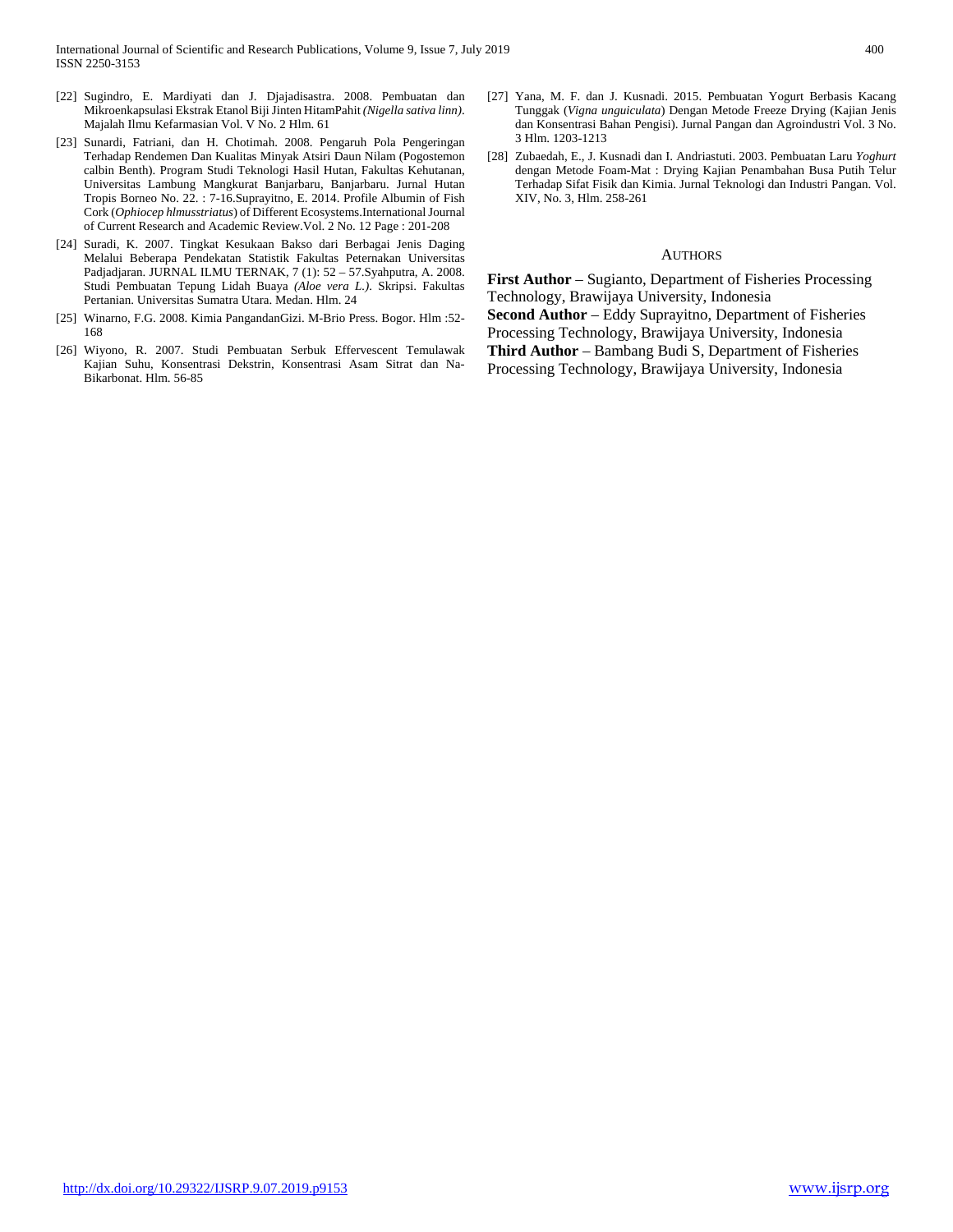[22] Sugindro, E. Mardiyati dan J. Djajadisastra. 2008. Pembuatan dan Mikroenkapsulasi Ekstrak Etanol Biji Jinten HitamPahit *(Nigella sativa linn)*. Majalah Ilmu Kefarmasian Vol. V No. 2 Hlm. 61

[23] Sunardi, Fatriani, dan H. Chotimah. 2008. Pengaruh Pola Pengeringan Terhadap Rendemen Dan Kualitas Minyak Atsiri Daun Nilam (Pogostemon calbin Benth). Program Studi Teknologi Hasil Hutan, Fakultas Kehutanan, Universitas Lambung Mangkurat Banjarbaru, Banjarbaru. Jurnal Hutan Tropis Borneo No. 22. : 7-16.Suprayitno, E. 2014. Profile Albumin of Fish Cork (*Ophiocep hlmusstriatus*) of Different Ecosystems.International Journal of Current Research and Academic Review.Vol. 2 No. 12 Page : 201-208

[24] Suradi, K. 2007. Tingkat Kesukaan Bakso dari Berbagai Jenis Daging Melalui Beberapa Pendekatan Statistik Fakultas Peternakan Universitas Padjadjaran. JURNAL ILMU TERNAK, 7 (1): 52 – 57.Syahputra, A. 2008. Studi Pembuatan Tepung Lidah Buaya *(Aloe vera L.)*. Skripsi. Fakultas Pertanian. Universitas Sumatra Utara. Medan. Hlm. 24

[25] Winarno, F.G. 2008. Kimia PangandanGizi. M-Brio Press. Bogor. Hlm :52-168

[26] Wiyono, R. 2007. Studi Pembuatan Serbuk Effervescent Temulawak Kajian Suhu, Konsentrasi Dekstrin, Konsentrasi Asam Sitrat dan Na-Bikarbonat. Hlm. 56-85

[27] Yana, M. F. dan J. Kusnadi. 2015. Pembuatan Yogurt Berbasis Kacang Tunggak (*Vigna unguiculata*) Dengan Metode Freeze Drying (Kajian Jenis dan Konsentrasi Bahan Pengisi). Jurnal Pangan dan Agroindustri Vol. 3 No. 3 Hlm. 1203-1213

[28] Zubaedah, E., J. Kusnadi dan I. Andriastuti. 2003. Pembuatan Laru *Yoghurt* dengan Metode Foam-Mat : Drying Kajian Penambahan Busa Putih Telur Terhadap Sifat Fisik dan Kimia. Jurnal Teknologi dan Industri Pangan. Vol. XIV, No. 3, Hlm. 258-261

## AUTHORS

**First Author** – Sugianto, Department of Fisheries Processing Technology, Brawijaya University, Indonesia

**Second Author** – Eddy Suprayitno, Department of Fisheries Processing Technology, Brawijaya University, Indonesia

**Third Author** – Bambang Budi S, Department of Fisheries Processing Technology, Brawijaya University, Indonesia